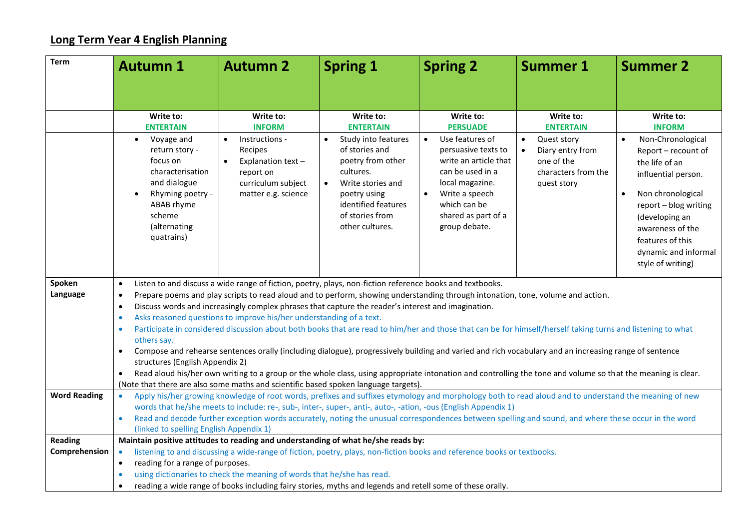# Long Term Year 4 English Planning

| Term | Autumn 1 | Autumn 2 | Spring 1 | Spring 2 | Summer 1 | Summer 2 |
|---|---|---|---|---|---|---|
| | **Write to: ENTERTAIN** | **Write to: INFORM** | **Write to: ENTERTAIN** | **Write to: PERSUADE** | **Write to: ENTERTAIN** | **Write to: INFORM** |
| | • Voyage and return story - focus on characterisation and dialogue<br>• Rhyming poetry - ABAB rhyme scheme (alternating quatrains) | • Instructions - Recipes<br>• Explanation text – report on curriculum subject matter e.g. science | • Study into features of stories and poetry from other cultures.<br>• Write stories and poetry using identified features of stories from other cultures. | • Use features of persuasive texts to write an article that can be used in a local magazine.<br>• Write a speech which can be shared as part of a group debate. | • Quest story<br>• Diary entry from one of the characters from the quest story | • Non-Chronological Report – recount of the life of an influential person.<br>• Non chronological report – blog writing (developing an awareness of the features of this dynamic and informal style of writing) |
| **Spoken Language** | • Listen to and discuss a wide range of fiction, poetry, plays, non-fiction reference books and textbooks.<br>• Prepare poems and play scripts to read aloud and to perform, showing understanding through intonation, tone, volume and action.<br>• Discuss words and increasingly complex phrases that capture the reader's interest and imagination.<br>• Asks reasoned questions to improve his/her understanding of a text.<br>• Participate in considered discussion about both books that are read to him/her and those that can be for himself/herself taking turns and listening to what others say.<br>• Compose and rehearse sentences orally (including dialogue), progressively building and varied and rich vocabulary and an increasing range of sentence structures (English Appendix 2)<br>• Read aloud his/her own writing to a group or the whole class, using appropriate intonation and controlling the tone and volume so that the meaning is clear.<br>(Note that there are also some maths and scientific based spoken language targets). | | | | | |
| **Word Reading** | • Apply his/her growing knowledge of root words, prefixes and suffixes etymology and morphology both to read aloud and to understand the meaning of new words that he/she meets to include: re-, sub-, inter-, super-, anti-, auto-, -ation, -ous (English Appendix 1)<br>• Read and decode further exception words accurately, noting the unusual correspondences between spelling and sound, and where these occur in the word (linked to spelling English Appendix 1) | | | | | |
| **Reading Comprehension** | **Maintain positive attitudes to reading and understanding of what he/she reads by:**<br>• listening to and discussing a wide-range of fiction, poetry, plays, non-fiction books and reference books or textbooks.<br>• reading for a range of purposes.<br>• using dictionaries to check the meaning of words that he/she has read.<br>• reading a wide range of books including fairy stories, myths and legends and retell some of these orally. | | | | | |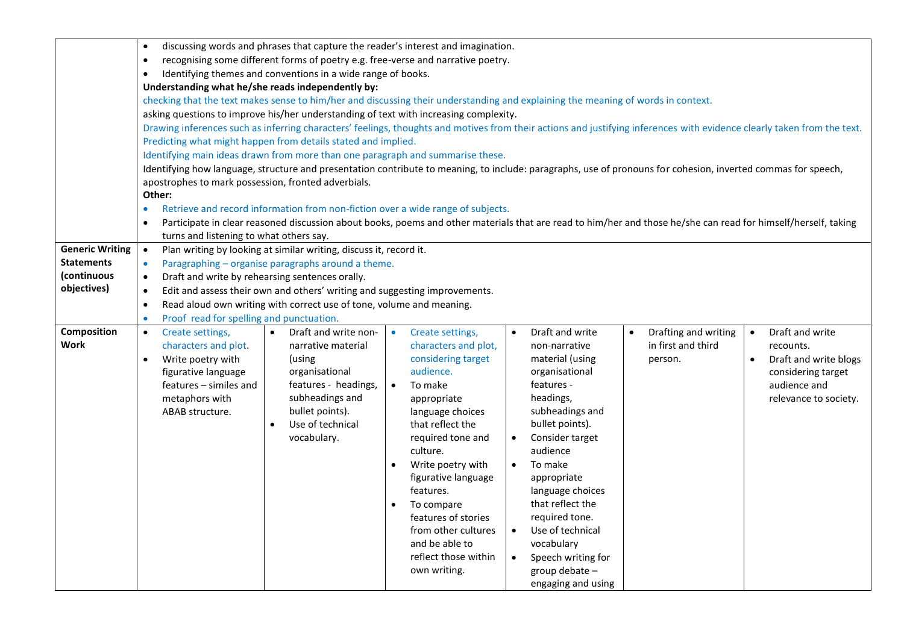| | | | | | | |
|---|---|---|---|---|---|---|
| | • discussing words and phrases that capture the reader's interest and imagination.<br>• recognising some different forms of poetry e.g. free-verse and narrative poetry.<br>• Identifying themes and conventions in a wide range of books.<br>**Understanding what he/she reads independently by:**<br>checking that the text makes sense to him/her and discussing their understanding and explaining the meaning of words in context.<br>asking questions to improve his/her understanding of text with increasing complexity.<br>Drawing inferences such as inferring characters' feelings, thoughts and motives from their actions and justifying inferences with evidence clearly taken from the text.<br>Predicting what might happen from details stated and implied.<br>Identifying main ideas drawn from more than one paragraph and summarise these.<br>Identifying how language, structure and presentation contribute to meaning, to include: paragraphs, use of pronouns for cohesion, inverted commas for speech, apostrophes to mark possession, fronted adverbials.<br>**Other:**<br>• Retrieve and record information from non-fiction over a wide range of subjects.<br>• Participate in clear reasoned discussion about books, poems and other materials that are read to him/her and those he/she can read for himself/herself, taking turns and listening to what others say. | | | | | |
| **Generic Writing Statements (continuous objectives)** | • Plan writing by looking at similar writing, discuss it, record it.<br>• Paragraphing – organise paragraphs around a theme.<br>• Draft and write by rehearsing sentences orally.<br>• Edit and assess their own and others' writing and suggesting improvements.<br>• Read aloud own writing with correct use of tone, volume and meaning.<br>• Proof read for spelling and punctuation. | | | | | |
| **Composition Work** | • Create settings, characters and plot.<br>• Write poetry with figurative language features – similes and metaphors with ABAB structure. | • Draft and write non-narrative material (using organisational features - headings, subheadings and bullet points).<br>• Use of technical vocabulary. | • Create settings, characters and plot, considering target audience.<br>• To make appropriate language choices that reflect the required tone and culture.<br>• Write poetry with figurative language features.<br>• To compare features of stories from other cultures and be able to reflect those within own writing. | • Draft and write non-narrative material (using organisational features - headings, subheadings and bullet points).<br>• Consider target audience<br>• To make appropriate language choices that reflect the required tone.<br>• Use of technical vocabulary<br>• Speech writing for group debate – engaging and using | • Drafting and writing in first and third person. | • Draft and write recounts.<br>• Draft and write blogs considering target audience and relevance to society. |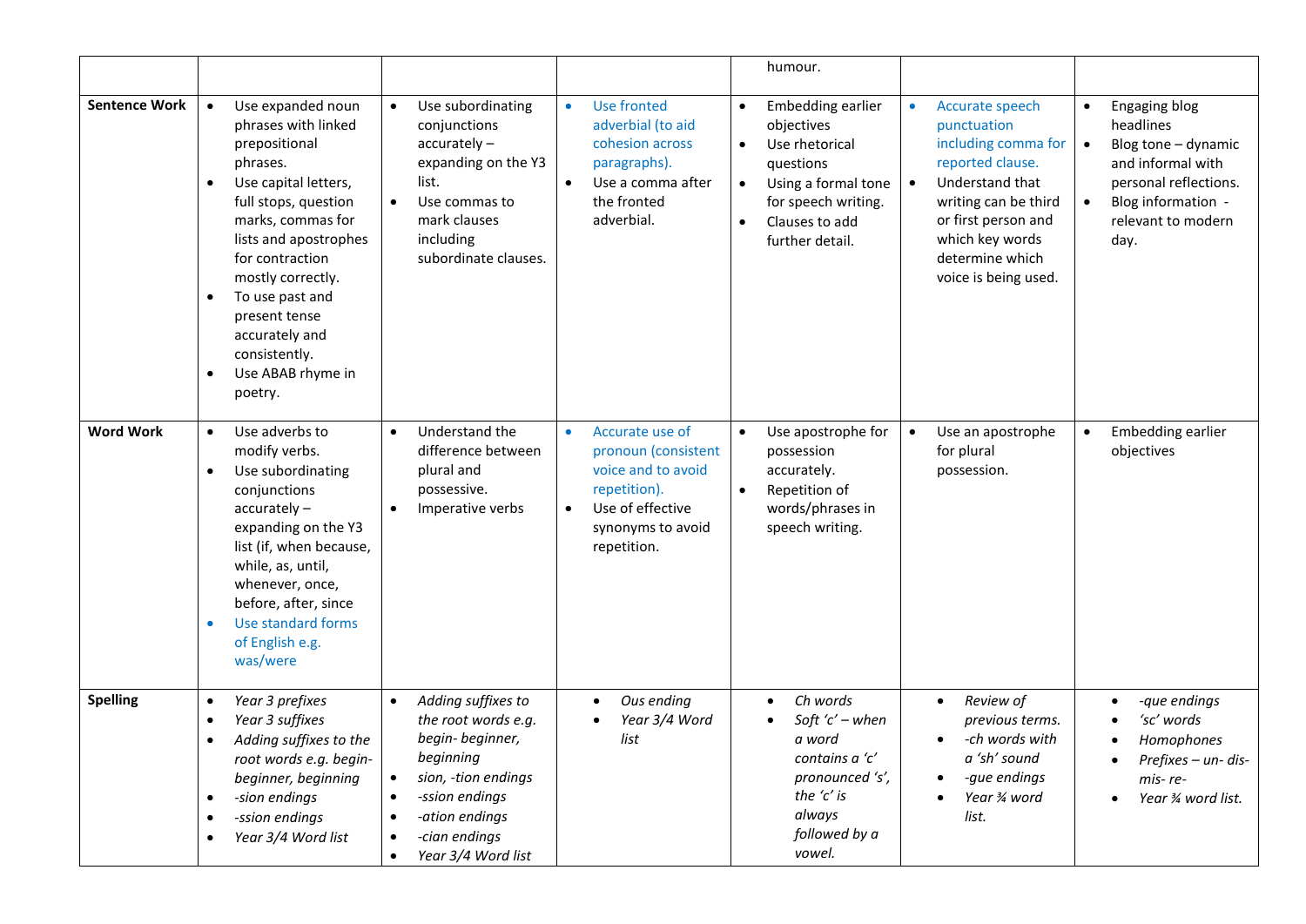| | | | | | | |
|---|---|---|---|---|---|---|
| | | | | humour. | | |
| **Sentence Work** | • Use expanded noun phrases with linked prepositional phrases.<br>• Use capital letters, full stops, question marks, commas for lists and apostrophes for contraction mostly correctly.<br>• To use past and present tense accurately and consistently.<br>• Use ABAB rhyme in poetry. | • Use subordinating conjunctions accurately – expanding on the Y3 list.<br>• Use commas to mark clauses including subordinate clauses. | • Use fronted adverbial (to aid cohesion across paragraphs).<br>• Use a comma after the fronted adverbial. | • Embedding earlier objectives<br>• Use rhetorical questions<br>• Using a formal tone for speech writing.<br>• Clauses to add further detail. | • Accurate speech punctuation including comma for reported clause.<br>• Understand that writing can be third or first person and which key words determine which voice is being used. | • Engaging blog headlines<br>• Blog tone – dynamic and informal with personal reflections.<br>• Blog information - relevant to modern day. |
| **Word Work** | • Use adverbs to modify verbs.<br>• Use subordinating conjunctions accurately – expanding on the Y3 list (if, when because, while, as, until, whenever, once, before, after, since<br>• Use standard forms of English e.g. was/were | • Understand the difference between plural and possessive.<br>• Imperative verbs | • Accurate use of pronoun (consistent voice and to avoid repetition).<br>• Use of effective synonyms to avoid repetition. | • Use apostrophe for possession accurately.<br>• Repetition of words/phrases in speech writing. | • Use an apostrophe for plural possession. | • Embedding earlier objectives |
| **Spelling** | • *Year 3 prefixes*<br>• *Year 3 suffixes*<br>• *Adding suffixes to the root words e.g. begin- beginner, beginning*<br>• *-sion endings*<br>• *-ssion endings*<br>• *Year 3/4 Word list* | • *Adding suffixes to the root words e.g. begin- beginner, beginning*<br>• *sion, -tion endings*<br>• *-ssion endings*<br>• *-ation endings*<br>• *-cian endings*<br>• *Year 3/4 Word list* | • *Ous ending*<br>• *Year 3/4 Word list* | • *Ch words*<br>• *Soft 'c' – when a word contains a 'c' pronounced 's', the 'c' is always followed by a vowel.* | • *Review of previous terms.*<br>• *-ch words with a 'sh' sound*<br>• *-gue endings*<br>• *Year ¾ word list.* | • *-que endings*<br>• *'sc' words*<br>• *Homophones*<br>• *Prefixes – un- dis- mis- re-*<br>• *Year ¾ word list.* |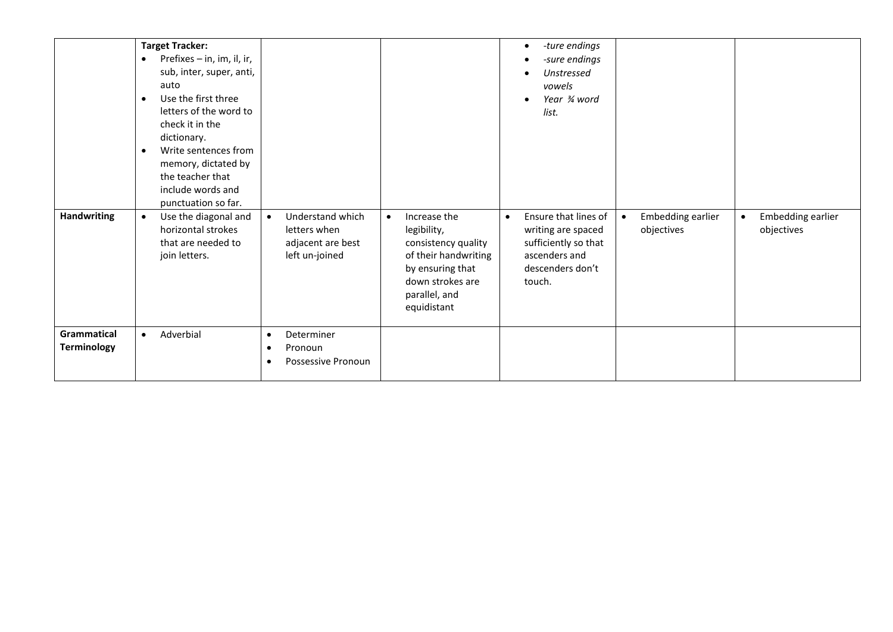| | | | | | | |
|---|---|---|---|---|---|---|
| | **Target Tracker:**<br>• Prefixes – in, im, il, ir, sub, inter, super, anti, auto<br>• Use the first three letters of the word to check it in the dictionary.<br>• Write sentences from memory, dictated by the teacher that include words and punctuation so far. | | | • *-ture endings*<br>• *-sure endings*<br>• *Unstressed vowels*<br>• *Year ¾ word list.* | | |
| **Handwriting** | • Use the diagonal and horizontal strokes that are needed to join letters. | • Understand which letters when adjacent are best left un-joined | • Increase the legibility, consistency quality of their handwriting by ensuring that down strokes are parallel, and equidistant | • Ensure that lines of writing are spaced sufficiently so that ascenders and descenders don't touch. | • Embedding earlier objectives | • Embedding earlier objectives |
| **Grammatical Terminology** | • Adverbial | • Determiner<br>• Pronoun<br>• Possessive Pronoun | | | | |